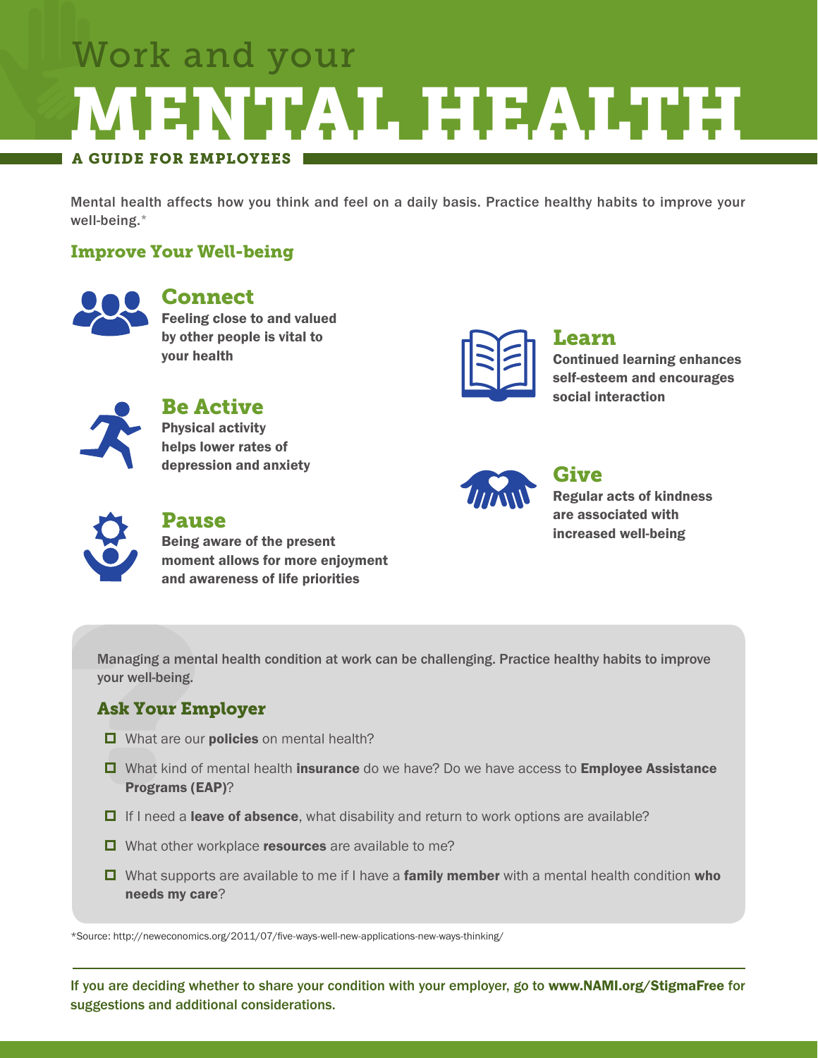# Work and your MENTAL HEALTH

**A GUIDE FOR EMPLOYEES**

Mental health affects how you think and feel on a daily basis. Practice healthy habits to improve your well-being.*

## Improve Your Well-being

### Connect

**Feeling close to and valued by other people is vital to your health**

### Be Active

**Physical activity helps lower rates of depression and anxiety**

### Pause

**Being aware of the present moment allows for more enjoyment and awareness of life priorities**

### Learn

**Continued learning enhances self-esteem and encourages social interaction**

### Give

**Regular acts of kindness are associated with increased well-being**

Managing a mental health condition at work can be challenging. Practice healthy habits to improve your well-being.

## Ask Your Employer

- What are our **policies** on mental health?
- What kind of mental health **insurance** do we have? Do we have access to **Employee Assistance Programs (EAP)**?
- If I need a **leave of absence**, what disability and return to work options are available?
- What other workplace **resources** are available to me?
- What supports are available to me if I have a **family member** with a mental health condition **who needs my care**?

*Source: http://neweconomics.org/2011/07/five-ways-well-new-applications-new-ways-thinking/

If you are deciding whether to share your condition with your employer, go to **www.NAMI.org/StigmaFree** for suggestions and additional considerations.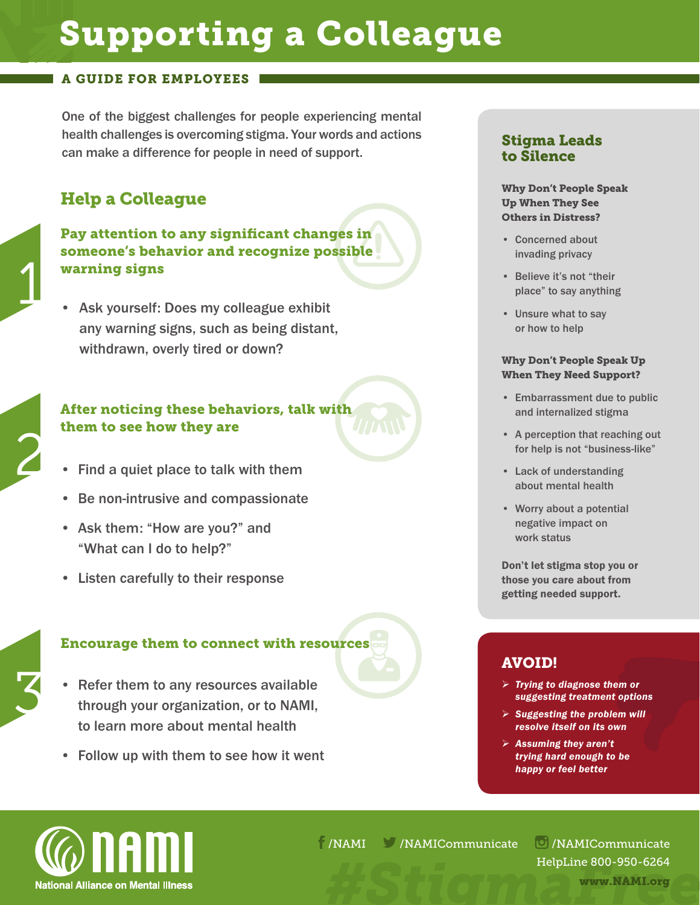# Supporting a Colleague

**A GUIDE FOR EMPLOYEES**

One of the biggest challenges for people experiencing mental health challenges is overcoming stigma. Your words and actions can make a difference for people in need of support.

## Help a Colleague

### 1 Pay attention to any significant changes in someone's behavior and recognize possible warning signs

- Ask yourself: Does my colleague exhibit any warning signs, such as being distant, withdrawn, overly tired or down?

### 2 After noticing these behaviors, talk with them to see how they are

- Find a quiet place to talk with them
- Be non-intrusive and compassionate
- Ask them: "How are you?" and "What can I do to help?"
- Listen carefully to their response

### 3 Encourage them to connect with resources

- Refer them to any resources available through your organization, or to NAMI, to learn more about mental health
- Follow up with them to see how it went

## Stigma Leads to Silence

**Why Don't People Speak Up When They See Others in Distress?**

- Concerned about invading privacy
- Believe it's not "their place" to say anything
- Unsure what to say or how to help

**Why Don't People Speak Up When They Need Support?**

- Embarrassment due to public and internalized stigma
- A perception that reaching out for help is not "business-like"
- Lack of understanding about mental health
- Worry about a potential negative impact on work status

**Don't let stigma stop you or those you care about from getting needed support.**

## AVOID!

- ***Trying to diagnose them or suggesting treatment options***
- ***Suggesting the problem will resolve itself on its own***
- ***Assuming they aren't trying hard enough to be happy or feel better***

NAMI
National Alliance on Mental Illness

/NAMI /NAMICommunicate /NAMICommunicate
HelpLine 800-950-6264
www.NAMI.org

#StigmaFree